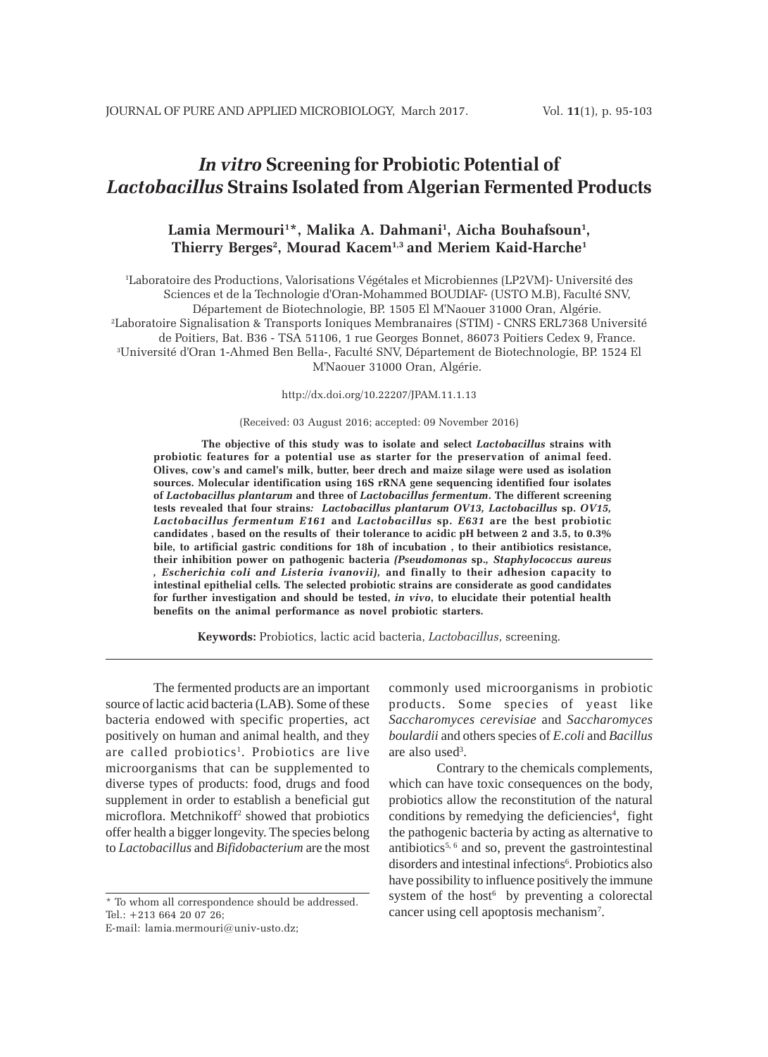# *In vitro* Screening for Probiotic Potential of *Lactobacillus* Strains Isolated from Algerian Fermented Products

**Lamia Mermouri[1]*, Malika A. Dahmani[1], Aicha Bouhafsoun[1], Thierry Berges[2], Mourad Kacem[1,3] and Meriem Kaid-Harche[1]**

[1]Laboratoire des Productions, Valorisations Végétales et Microbiennes (LP2VM)- Université des Sciences et de la Technologie d'Oran-Mohammed BOUDIAF- (USTO M.B), Faculté SNV, Département de Biotechnologie, BP. 1505 El M'Naouer 31000 Oran, Algérie.
[2]Laboratoire Signalisation & Transports Ioniques Membranaires (STIM) - CNRS ERL7368 Université de Poitiers, Bat. B36 - TSA 51106, 1 rue Georges Bonnet, 86073 Poitiers Cedex 9, France.
[3]Université d'Oran 1-Ahmed Ben Bella-, Faculté SNV, Département de Biotechnologie, BP. 1524 El M'Naouer 31000 Oran, Algérie.

http://dx.doi.org/10.22207/JPAM.11.1.13

(Received: 03 August 2016; accepted: 09 November 2016)

**The objective of this study was to isolate and select *Lactobacillus* strains with probiotic features for a potential use as starter for the preservation of animal feed. Olives, cow's and camel's milk, butter, beer drech and maize silage were used as isolation sources. Molecular identification using 16S rRNA gene sequencing identified four isolates of *Lactobacillus plantarum* and three of *Lactobacillus fermentum*. The different screening tests revealed that four strains*: Lactobacillus plantarum OV13, Lactobacillus* sp. *OV15, Lactobacillus fermentum E161* and *Lactobacillus* sp. *E631* are the best probiotic candidates , based on the results of their tolerance to acidic pH between 2 and 3.5, to 0.3% bile, to artificial gastric conditions for 18h of incubation , to their antibiotics resistance, their inhibition power on pathogenic bacteria *(Pseudomonas* sp., *Staphylococcus aureus , Escherichia coli and Listeria ivanovii),* and finally to their adhesion capacity to intestinal epithelial cells. The selected probiotic strains are considerate as good candidates for further investigation and should be tested, *in vivo*, to elucidate their potential health benefits on the animal performance as novel probiotic starters.**

**Keywords:** Probiotics, lactic acid bacteria, *Lactobacillus*, screening.

---

The fermented products are an important source of lactic acid bacteria (LAB). Some of these bacteria endowed with specific properties, act positively on human and animal health, and they are called probiotics[1]. Probiotics are live microorganisms that can be supplemented to diverse types of products: food, drugs and food supplement in order to establish a beneficial gut microflora. Metchnikoff[2] showed that probiotics offer health a bigger longevity. The species belong to *Lactobacillus* and *Bifidobacterium* are the most commonly used microorganisms in probiotic products. Some species of yeast like *Saccharomyces cerevisiae* and *Saccharomyces boulardii* and others species of *E.coli* and *Bacillus* are also used[3].

Contrary to the chemicals complements, which can have toxic consequences on the body, probiotics allow the reconstitution of the natural conditions by remedying the deficiencies[4], fight the pathogenic bacteria by acting as alternative to antibiotics[5, 6] and so, prevent the gastrointestinal disorders and intestinal infections[6]. Probiotics also have possibility to influence positively the immune system of the host[6] by preventing a colorectal cancer using cell apoptosis mechanism[7].

---

\* To whom all correspondence should be addressed.
Tel.: +213 664 20 07 26;
E-mail: lamia.mermouri@univ-usto.dz;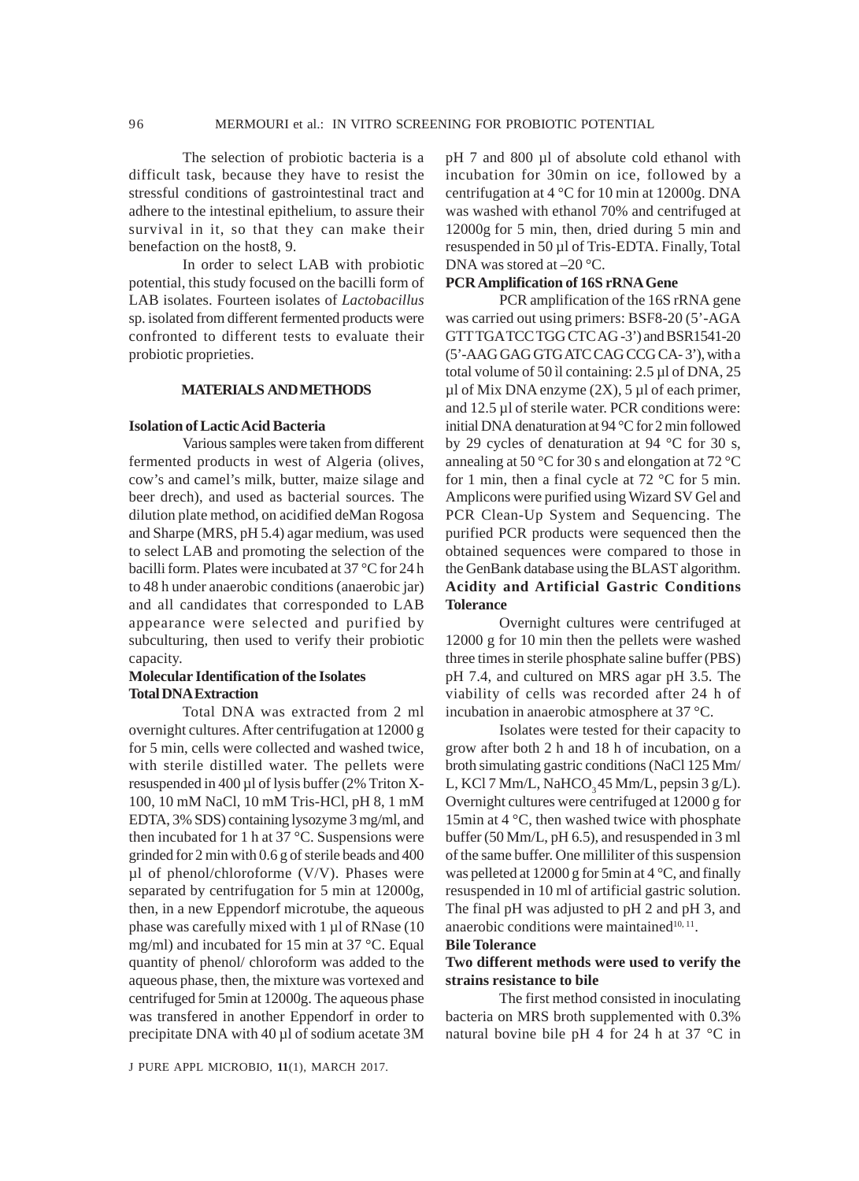The selection of probiotic bacteria is a difficult task, because they have to resist the stressful conditions of gastrointestinal tract and adhere to the intestinal epithelium, to assure their survival in it, so that they can make their benefaction on the host8, 9.

In order to select LAB with probiotic potential, this study focused on the bacilli form of LAB isolates. Fourteen isolates of *Lactobacillus* sp. isolated from different fermented products were confronted to different tests to evaluate their probiotic proprieties.

## MATERIALS AND METHODS

### Isolation of Lactic Acid Bacteria

Various samples were taken from different fermented products in west of Algeria (olives, cow's and camel's milk, butter, maize silage and beer drech), and used as bacterial sources. The dilution plate method, on acidified deMan Rogosa and Sharpe (MRS, pH 5.4) agar medium, was used to select LAB and promoting the selection of the bacilli form. Plates were incubated at 37 °C for 24 h to 48 h under anaerobic conditions (anaerobic jar) and all candidates that corresponded to LAB appearance were selected and purified by subculturing, then used to verify their probiotic capacity.

### Molecular Identification of the Isolates

#### Total DNA Extraction

Total DNA was extracted from 2 ml overnight cultures. After centrifugation at 12000 g for 5 min, cells were collected and washed twice, with sterile distilled water. The pellets were resuspended in 400 µl of lysis buffer (2% Triton X-100, 10 mM NaCl, 10 mM Tris-HCl, pH 8, 1 mM EDTA, 3% SDS) containing lysozyme 3 mg/ml, and then incubated for 1 h at 37 °C. Suspensions were grinded for 2 min with 0.6 g of sterile beads and 400 µl of phenol/chloroforme (V/V). Phases were separated by centrifugation for 5 min at 12000g, then, in a new Eppendorf microtube, the aqueous phase was carefully mixed with 1 µl of RNase (10 mg/ml) and incubated for 15 min at 37 °C. Equal quantity of phenol/ chloroform was added to the aqueous phase, then, the mixture was vortexed and centrifuged for 5min at 12000g. The aqueous phase was transfered in another Eppendorf in order to precipitate DNA with 40 µl of sodium acetate 3M pH 7 and 800 µl of absolute cold ethanol with incubation for 30min on ice, followed by a centrifugation at 4 °C for 10 min at 12000g. DNA was washed with ethanol 70% and centrifuged at 12000g for 5 min, then, dried during 5 min and resuspended in 50 µl of Tris-EDTA. Finally, Total DNA was stored at –20 °C.

#### PCR Amplification of 16S rRNA Gene

PCR amplification of the 16S rRNA gene was carried out using primers: BSF8-20 (5'-AGA GTT TGA TCC TGG CTC AG -3') and BSR1541-20 (5'-AAG GAG GTG ATC CAG CCG CA- 3'), with a total volume of 50 ìl containing: 2.5 µl of DNA, 25 µl of Mix DNA enzyme (2X), 5 µl of each primer, and 12.5 µl of sterile water. PCR conditions were: initial DNA denaturation at 94 °C for 2 min followed by 29 cycles of denaturation at 94 °C for 30 s, annealing at 50 °C for 30 s and elongation at 72 °C for 1 min, then a final cycle at 72 °C for 5 min. Amplicons were purified using Wizard SV Gel and PCR Clean-Up System and Sequencing. The purified PCR products were sequenced then the obtained sequences were compared to those in the GenBank database using the BLAST algorithm.

### Acidity and Artificial Gastric Conditions Tolerance

Overnight cultures were centrifuged at 12000 g for 10 min then the pellets were washed three times in sterile phosphate saline buffer (PBS) pH 7.4, and cultured on MRS agar pH 3.5. The viability of cells was recorded after 24 h of incubation in anaerobic atmosphere at 37 °C.

Isolates were tested for their capacity to grow after both 2 h and 18 h of incubation, on a broth simulating gastric conditions (NaCl 125 Mm/L, KCl 7 Mm/L, $NaHCO_3$ 45 Mm/L, pepsin 3 g/L). Overnight cultures were centrifuged at 12000 g for 15min at 4 °C, then washed twice with phosphate buffer (50 Mm/L, pH 6.5), and resuspended in 3 ml of the same buffer. One milliliter of this suspension was pelleted at 12000 g for 5min at 4 °C, and finally resuspended in 10 ml of artificial gastric solution. The final pH was adjusted to pH 2 and pH 3, and anaerobic conditions were maintained[10, 11].

### Bile Tolerance

**Two different methods were used to verify the strains resistance to bile**

The first method consisted in inoculating bacteria on MRS broth supplemented with 0.3% natural bovine bile pH 4 for 24 h at 37 °C in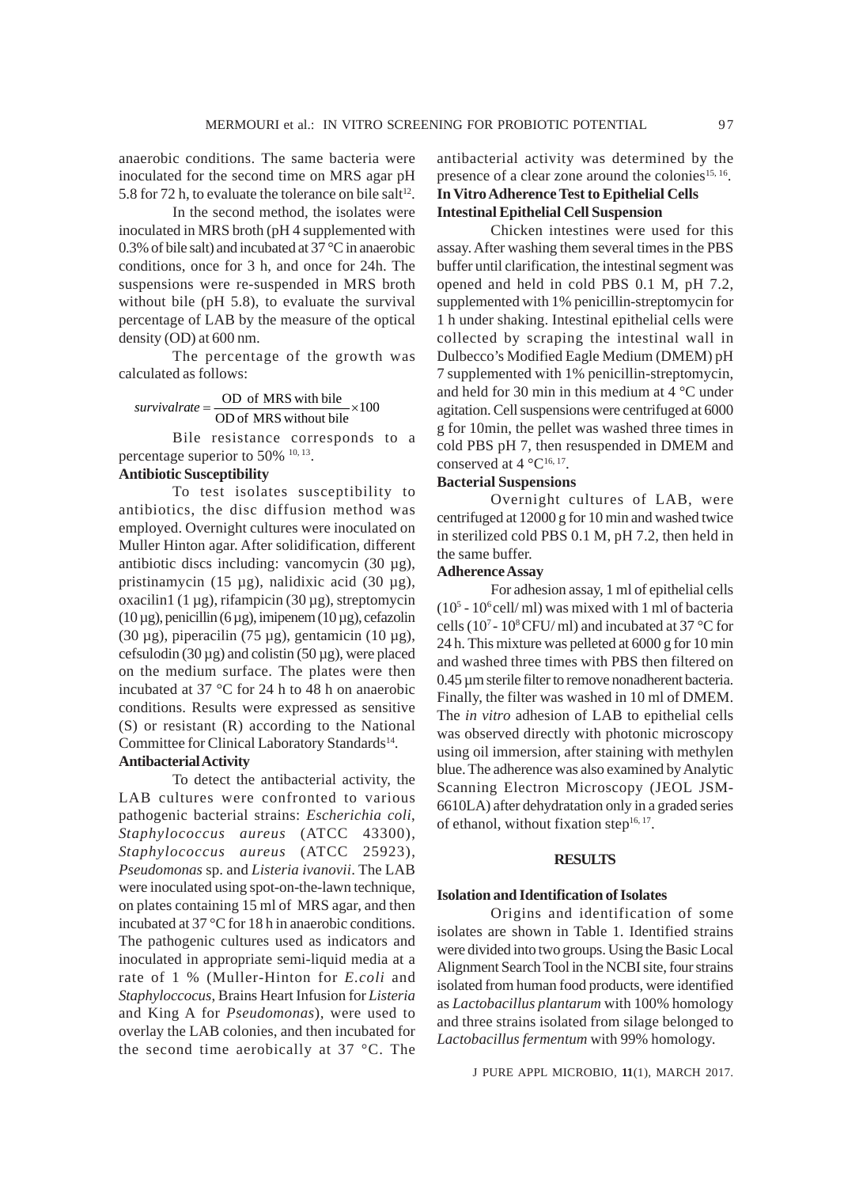anaerobic conditions. The same bacteria were inoculated for the second time on MRS agar pH 5.8 for 72 h, to evaluate the tolerance on bile salt[12].

In the second method, the isolates were inoculated in MRS broth (pH 4 supplemented with 0.3% of bile salt) and incubated at 37 °C in anaerobic conditions, once for 3 h, and once for 24h. The suspensions were re-suspended in MRS broth without bile (pH 5.8), to evaluate the survival percentage of LAB by the measure of the optical density (OD) at 600 nm.

The percentage of the growth was calculated as follows:

$$survivalrate = \frac{\text{OD of MRS with bile}}{\text{OD of MRS without bile}} \times 100$$

Bile resistance corresponds to a percentage superior to 50% [10, 13].

**Antibiotic Susceptibility**

To test isolates susceptibility to antibiotics, the disc diffusion method was employed. Overnight cultures were inoculated on Muller Hinton agar. After solidification, different antibiotic discs including: vancomycin (30 µg), pristinamycin (15 µg), nalidixic acid (30 µg), oxacilin1 (1 µg), rifampicin (30 µg), streptomycin (10 µg), penicillin (6 µg), imipenem (10 µg), cefazolin (30 µg), piperacilin (75 µg), gentamicin (10 µg), cefsulodin (30 µg) and colistin (50 µg), were placed on the medium surface. The plates were then incubated at 37 °C for 24 h to 48 h on anaerobic conditions. Results were expressed as sensitive (S) or resistant (R) according to the National Committee for Clinical Laboratory Standards[14].

**Antibacterial Activity**

To detect the antibacterial activity, the LAB cultures were confronted to various pathogenic bacterial strains: *Escherichia coli*, *Staphylococcus aureus* (ATCC 43300), *Staphylococcus aureus* (ATCC 25923), *Pseudomonas* sp. and *Listeria ivanovii*. The LAB were inoculated using spot-on-the-lawn technique, on plates containing 15 ml of MRS agar, and then incubated at 37 °C for 18 h in anaerobic conditions. The pathogenic cultures used as indicators and inoculated in appropriate semi-liquid media at a rate of 1 % (Muller-Hinton for *E.coli* and *Staphyloccocus*, Brains Heart Infusion for *Listeria* and King A for *Pseudomonas*), were used to overlay the LAB colonies, and then incubated for the second time aerobically at 37 °C. The antibacterial activity was determined by the presence of a clear zone around the colonies[15, 16].

**In Vitro Adherence Test to Epithelial Cells**

**Intestinal Epithelial Cell Suspension**

Chicken intestines were used for this assay. After washing them several times in the PBS buffer until clarification, the intestinal segment was opened and held in cold PBS 0.1 M, pH 7.2, supplemented with 1% penicillin-streptomycin for 1 h under shaking. Intestinal epithelial cells were collected by scraping the intestinal wall in Dulbecco's Modified Eagle Medium (DMEM) pH 7 supplemented with 1% penicillin-streptomycin, and held for 30 min in this medium at 4 °C under agitation. Cell suspensions were centrifuged at 6000 g for 10min, the pellet was washed three times in cold PBS pH 7, then resuspended in DMEM and conserved at 4 °C[16, 17].

**Bacterial Suspensions**

Overnight cultures of LAB, were centrifuged at 12000 g for 10 min and washed twice in sterilized cold PBS 0.1 M, pH 7.2, then held in the same buffer.

**Adherence Assay**

For adhesion assay, 1 ml of epithelial cells ($10^5$ - $10^6$ cell/ ml) was mixed with 1 ml of bacteria cells ($10^7$ - $10^8$ CFU/ ml) and incubated at 37 °C for 24 h. This mixture was pelleted at 6000 g for 10 min and washed three times with PBS then filtered on 0.45 µm sterile filter to remove nonadherent bacteria. Finally, the filter was washed in 10 ml of DMEM. The *in vitro* adhesion of LAB to epithelial cells was observed directly with photonic microscopy using oil immersion, after staining with methylen blue. The adherence was also examined by Analytic Scanning Electron Microscopy (JEOL JSM-6610LA) after dehydratation only in a graded series of ethanol, without fixation step[16, 17].

## RESULTS

**Isolation and Identification of Isolates**

Origins and identification of some isolates are shown in Table 1. Identified strains were divided into two groups. Using the Basic Local Alignment Search Tool in the NCBI site, four strains isolated from human food products, were identified as *Lactobacillus plantarum* with 100% homology and three strains isolated from silage belonged to *Lactobacillus fermentum* with 99% homology.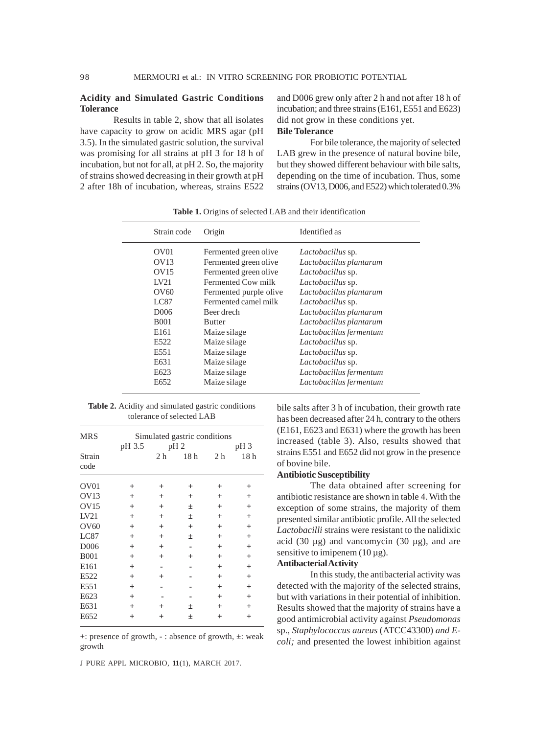### Acidity and Simulated Gastric Conditions Tolerance

Results in table 2, show that all isolates have capacity to grow on acidic MRS agar (pH 3.5). In the simulated gastric solution, the survival was promising for all strains at pH 3 for 18 h of incubation, but not for all, at pH 2. So, the majority of strains showed decreasing in their growth at pH 2 after 18h of incubation, whereas, strains E522 and D006 grew only after 2 h and not after 18 h of incubation; and three strains (E161, E551 and E623) did not grow in these conditions yet.

### Bile Tolerance

For bile tolerance, the majority of selected LAB grew in the presence of natural bovine bile, but they showed different behaviour with bile salts, depending on the time of incubation. Thus, some strains (OV13, D006, and E522) which tolerated 0.3% bile salts after 3 h of incubation, their growth rate has been decreased after 24 h, contrary to the others (E161, E623 and E631) where the growth has been increased (table 3). Also, results showed that strains E551 and E652 did not grow in the presence of bovine bile.

**Table 1.** Origins of selected LAB and their identification

| Strain code | Origin | Identified as |
|---|---|---|
| OV01 | Fermented green olive | *Lactobacillus* sp. |
| OV13 | Fermented green olive | *Lactobacillus plantarum* |
| OV15 | Fermented green olive | *Lactobacillus* sp. |
| LV21 | Fermented Cow milk | *Lactobacillus* sp. |
| OV60 | Fermented purple olive | *Lactobacillus plantarum* |
| LC87 | Fermented camel milk | *Lactobacillus* sp. |
| D006 | Beer drech | *Lactobacillus plantarum* |
| B001 | Butter | *Lactobacillus plantarum* |
| E161 | Maize silage | *Lactobacillus fermentum* |
| E522 | Maize silage | *Lactobacillus* sp. |
| E551 | Maize silage | *Lactobacillus* sp. |
| E631 | Maize silage | *Lactobacillus* sp. |
| E623 | Maize silage | *Lactobacillus fermentum* |
| E652 | Maize silage | *Lactobacillus fermentum* |

**Table 2.** Acidity and simulated gastric conditions tolerance of selected LAB

| MRS | | Simulated gastric conditions | | | |
|---|---|---|---|---|---|
| | pH 3.5 | pH 2 | | pH 3 | |
| Strain code | | 2 h | 18 h | 2 h | 18 h |
| OV01 | + | + | + | + | + |
| OV13 | + | + | + | + | + |
| OV15 | + | + | ± | + | + |
| LV21 | + | + | ± | + | + |
| OV60 | + | + | + | + | + |
| LC87 | + | + | ± | + | + |
| D006 | + | + | - | + | + |
| B001 | + | + | + | + | + |
| E161 | + | - | - | + | + |
| E522 | + | + | - | + | + |
| E551 | + | - | - | + | + |
| E623 | + | - | - | + | + |
| E631 | + | + | ± | + | + |
| E652 | + | + | ± | + | + |

+: presence of growth, - : absence of growth, ±: weak growth

### Antibiotic Susceptibility

The data obtained after screening for antibiotic resistance are shown in table 4. With the exception of some strains, the majority of them presented similar antibiotic profile. All the selected *Lactobacilli* strains were resistant to the nalidixic acid (30 µg) and vancomycin (30 µg), and are sensitive to imipenem (10 µg).

### Antibacterial Activity

In this study, the antibacterial activity was detected with the majority of the selected strains, but with variations in their potential of inhibition. Results showed that the majority of strains have a good antimicrobial activity against *Pseudomonas* sp., *Staphylococcus aureus* (ATCC43300) *and E-coli;* and presented the lowest inhibition against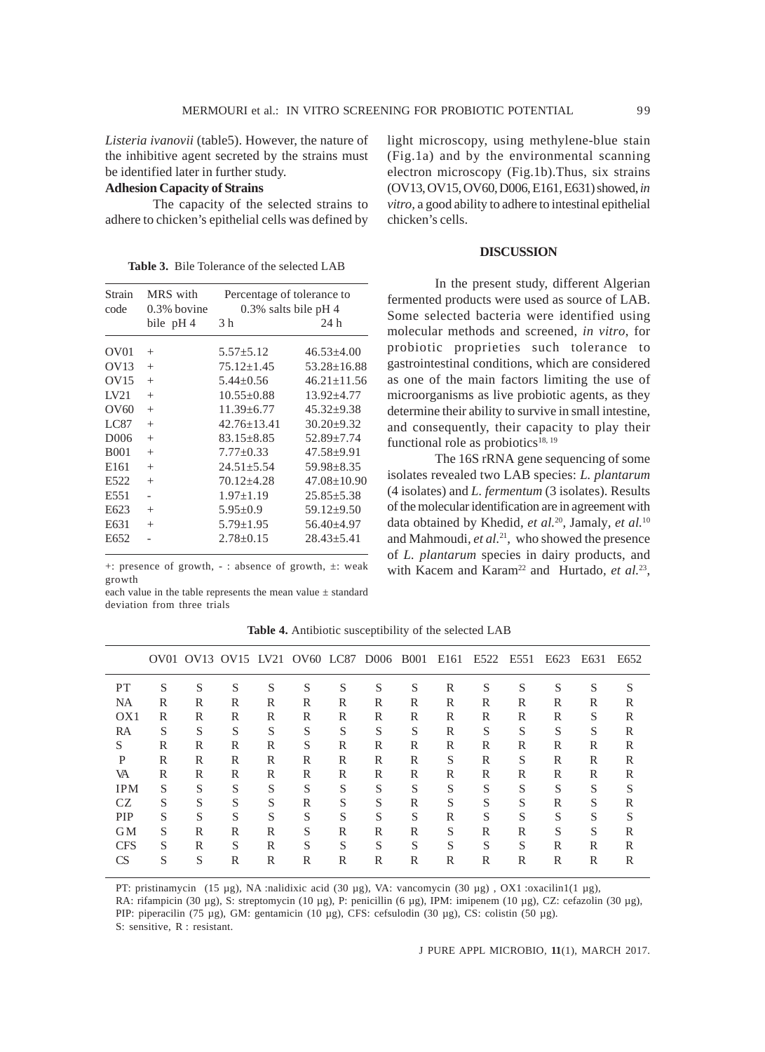*Listeria ivanovii* (table5). However, the nature of the inhibitive agent secreted by the strains must be identified later in further study.

**Adhesion Capacity of Strains**

The capacity of the selected strains to adhere to chicken's epithelial cells was defined by light microscopy, using methylene-blue stain (Fig.1a) and by the environmental scanning electron microscopy (Fig.1b).Thus, six strains (OV13, OV15, OV60, D006, E161, E631) showed, *in vitro*, a good ability to adhere to intestinal epithelial chicken's cells.

**Table 3.** Bile Tolerance of the selected LAB

| Strain code | MRS with 0.3% bovine bile pH 4 | Percentage of tolerance to 0.3% salts bile pH 4 | |
|---|---|---|---|
| | | 3 h | 24 h |
| OV01 | + | 5.57±5.12 | 46.53±4.00 |
| OV13 | + | 75.12±1.45 | 53.28±16.88 |
| OV15 | + | 5.44±0.56 | 46.21±11.56 |
| LV21 | + | 10.55±0.88 | 13.92±4.77 |
| OV60 | + | 11.39±6.77 | 45.32±9.38 |
| LC87 | + | 42.76±13.41 | 30.20±9.32 |
| D006 | + | 83.15±8.85 | 52.89±7.74 |
| B001 | + | 7.77±0.33 | 47.58±9.91 |
| E161 | + | 24.51±5.54 | 59.98±8.35 |
| E522 | + | 70.12±4.28 | 47.08±10.90 |
| E551 | - | 1.97±1.19 | 25.85±5.38 |
| E623 | + | 5.95±0.9 | 59.12±9.50 |
| E631 | + | 5.79±1.95 | 56.40±4.97 |
| E652 | - | 2.78±0.15 | 28.43±5.41 |

+: presence of growth, - : absence of growth, ±: weak growth

each value in the table represents the mean value ± standard deviation from three trials

## DISCUSSION

In the present study, different Algerian fermented products were used as source of LAB. Some selected bacteria were identified using molecular methods and screened, *in vitro*, for probiotic proprieties such tolerance to gastrointestinal conditions, which are considered as one of the main factors limiting the use of microorganisms as live probiotic agents, as they determine their ability to survive in small intestine, and consequently, their capacity to play their functional role as probiotics[18, 19]

The 16S rRNA gene sequencing of some isolates revealed two LAB species: *L. plantarum* (4 isolates) and *L. fermentum* (3 isolates). Results of the molecular identification are in agreement with data obtained by Khedid, *et al.*[20], Jamaly, *et al.*[10] and Mahmoudi, *et al.*[21], who showed the presence of *L. plantarum* species in dairy products, and with Kacem and Karam[22] and Hurtado, *et al.*[23],

**Table 4.** Antibiotic susceptibility of the selected LAB

| | OV01 | OV13 | OV15 | LV21 | OV60 | LC87 | D006 | B001 | E161 | E522 | E551 | E623 | E631 | E652 |
|---|---|---|---|---|---|---|---|---|---|---|---|---|---|---|
| PT | S | S | S | S | S | S | S | S | R | S | S | S | S | S |
| NA | R | R | R | R | R | R | R | R | R | R | R | R | R | R |
| OX1 | R | R | R | R | R | R | R | R | R | R | R | R | S | R |
| RA | S | S | S | S | S | S | S | S | R | S | S | S | S | R |
| S | R | R | R | R | S | R | R | R | R | R | R | R | R | R |
| P | R | R | R | R | R | R | R | R | S | R | S | R | R | R |
| VA | R | R | R | R | R | R | R | R | R | R | R | R | R | R |
| IPM | S | S | S | S | S | S | S | S | S | S | S | S | S | S |
| CZ | S | S | S | S | R | S | S | R | S | S | S | R | S | R |
| PIP | S | S | S | S | S | S | S | S | R | S | S | S | S | S |
| GM | S | R | R | R | S | R | R | R | S | R | R | S | S | R |
| CFS | S | R | S | R | S | S | S | S | S | S | S | R | R | R |
| CS | S | S | R | R | R | R | R | R | R | R | R | R | R | R |

PT: pristinamycin (15 µg), NA :nalidixic acid (30 µg), VA: vancomycin (30 µg) , OX1 :oxacilin1(1 µg),
RA: rifampicin (30 µg), S: streptomycin (10 µg), P: penicillin (6 µg), IPM: imipenem (10 µg), CZ: cefazolin (30 µg),
PIP: piperacilin (75 µg), GM: gentamicin (10 µg), CFS: cefsulodin (30 µg), CS: colistin (50 µg).
S: sensitive, R : resistant.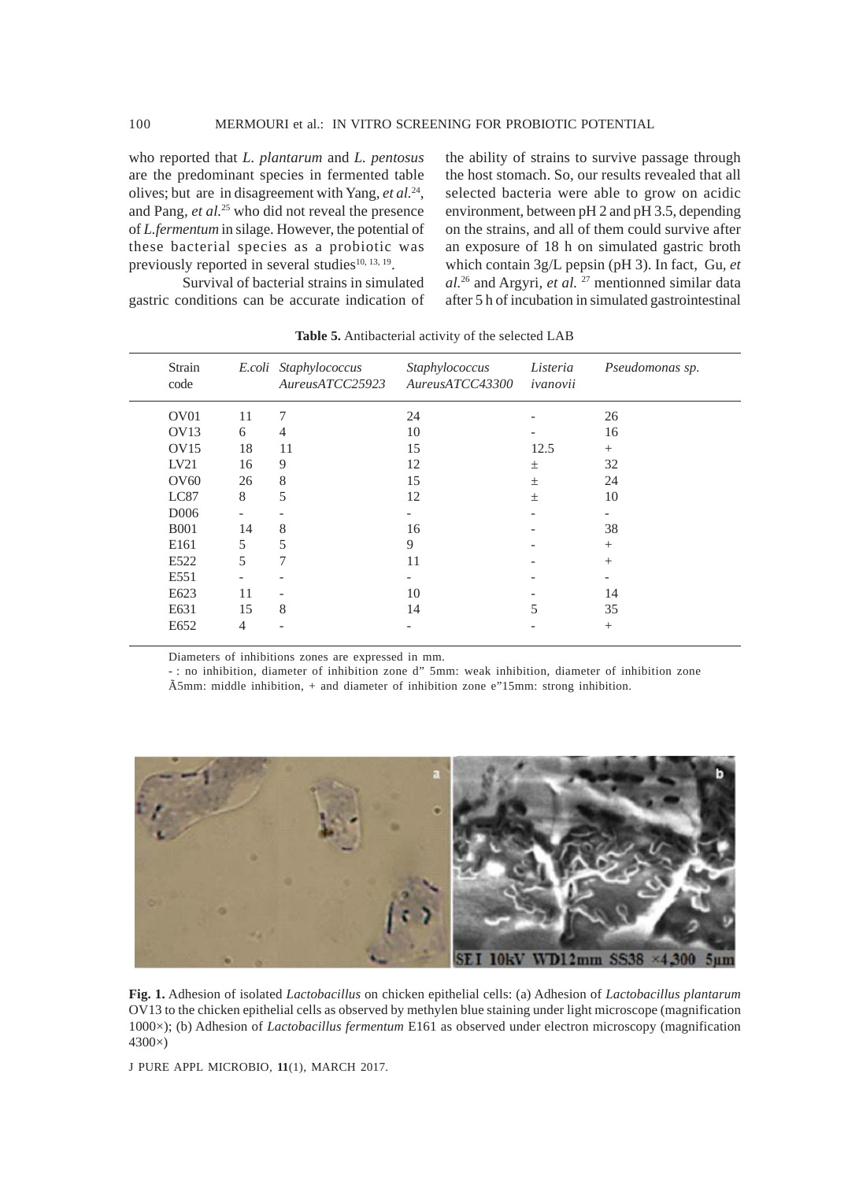who reported that *L. plantarum* and *L. pentosus* are the predominant species in fermented table olives; but are in disagreement with Yang, *et al.*[24], and Pang, *et al.*[25] who did not reveal the presence of *L.fermentum* in silage. However, the potential of these bacterial species as a probiotic was previously reported in several studies[10, 13, 19].

Survival of bacterial strains in simulated gastric conditions can be accurate indication of the ability of strains to survive passage through the host stomach. So, our results revealed that all selected bacteria were able to grow on acidic environment, between pH 2 and pH 3.5, depending on the strains, and all of them could survive after an exposure of 18 h on simulated gastric broth which contain 3g/L pepsin (pH 3). In fact, Gu, *et al.*[26] and Argyri, *et al.* [27] mentionned similar data after 5 h of incubation in simulated gastrointestinal

**Table 5.** Antibacterial activity of the selected LAB

| Strain code | *E.coli* | *Staphylococcus AureusATCC25923* | *Staphylococcus AureusATCC43300* | *Listeria ivanovii* | *Pseudomonas sp.* |
|---|---|---|---|---|---|
| OV01 | 11 | 7 | 24 | - | 26 |
| OV13 | 6 | 4 | 10 | - | 16 |
| OV15 | 18 | 11 | 15 | 12.5 | + |
| LV21 | 16 | 9 | 12 | ± | 32 |
| OV60 | 26 | 8 | 15 | ± | 24 |
| LC87 | 8 | 5 | 12 | ± | 10 |
| D006 | - | - | - | - | - |
| B001 | 14 | 8 | 16 | - | 38 |
| E161 | 5 | 5 | 9 | - | + |
| E522 | 5 | 7 | 11 | - | + |
| E551 | - | - | - | - | - |
| E623 | 11 | - | 10 | - | 14 |
| E631 | 15 | 8 | 14 | 5 | 35 |
| E652 | 4 | - | - | - | + |

Diameters of inhibitions zones are expressed in mm.
- : no inhibition, diameter of inhibition zone d" 5mm: weak inhibition, diameter of inhibition zone Ã5mm: middle inhibition, + and diameter of inhibition zone e"15mm: strong inhibition.

**Fig. 1.** Adhesion of isolated *Lactobacillus* on chicken epithelial cells: (a) Adhesion of *Lactobacillus plantarum* OV13 to the chicken epithelial cells as observed by methylen blue staining under light microscope (magnification 1000×); (b) Adhesion of *Lactobacillus fermentum* E161 as observed under electron microscopy (magnification 4300×)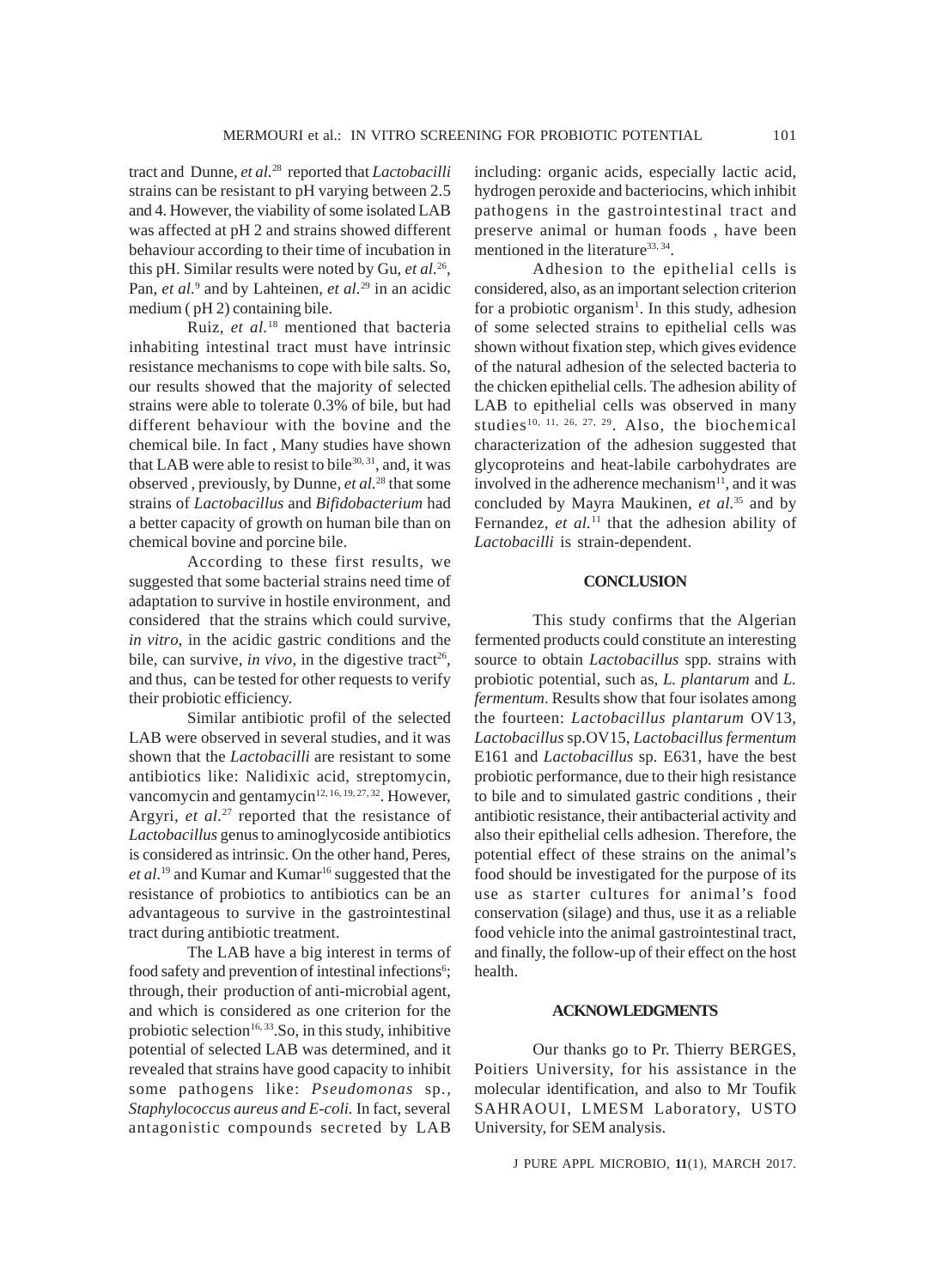tract and Dunne, *et al.*[28] reported that *Lactobacilli* strains can be resistant to pH varying between 2.5 and 4. However, the viability of some isolated LAB was affected at pH 2 and strains showed different behaviour according to their time of incubation in this pH. Similar results were noted by Gu, *et al.*[26], Pan, *et al.*[9] and by Lahteinen, *et al.*[29] in an acidic medium ( pH 2) containing bile.

Ruiz, *et al.*[18] mentioned that bacteria inhabiting intestinal tract must have intrinsic resistance mechanisms to cope with bile salts. So, our results showed that the majority of selected strains were able to tolerate 0.3% of bile, but had different behaviour with the bovine and the chemical bile. In fact , Many studies have shown that LAB were able to resist to bile[30, 31], and, it was observed , previously, by Dunne, *et al.*[28] that some strains of *Lactobacillus* and *Bifidobacterium* had a better capacity of growth on human bile than on chemical bovine and porcine bile.

According to these first results, we suggested that some bacterial strains need time of adaptation to survive in hostile environment, and considered that the strains which could survive, *in vitro*, in the acidic gastric conditions and the bile, can survive, *in vivo*, in the digestive tract[26], and thus, can be tested for other requests to verify their probiotic efficiency.

Similar antibiotic profil of the selected LAB were observed in several studies, and it was shown that the *Lactobacilli* are resistant to some antibiotics like: Nalidixic acid, streptomycin, vancomycin and gentamycin[12, 16, 19, 27, 32]. However, Argyri, *et al.*[27] reported that the resistance of *Lactobacillus* genus to aminoglycoside antibiotics is considered as intrinsic. On the other hand, Peres, *et al.*[19] and Kumar and Kumar[16] suggested that the resistance of probiotics to antibiotics can be an advantageous to survive in the gastrointestinal tract during antibiotic treatment.

The LAB have a big interest in terms of food safety and prevention of intestinal infections[6]; through, their production of anti-microbial agent, and which is considered as one criterion for the probiotic selection[16, 33].So, in this study, inhibitive potential of selected LAB was determined, and it revealed that strains have good capacity to inhibit some pathogens like: *Pseudomonas* sp., *Staphylococcus aureus and E-coli.* In fact, several antagonistic compounds secreted by LAB including: organic acids, especially lactic acid, hydrogen peroxide and bacteriocins, which inhibit pathogens in the gastrointestinal tract and preserve animal or human foods , have been mentioned in the literature[33, 34].

Adhesion to the epithelial cells is considered, also, as an important selection criterion for a probiotic organism[1]. In this study, adhesion of some selected strains to epithelial cells was shown without fixation step, which gives evidence of the natural adhesion of the selected bacteria to the chicken epithelial cells. The adhesion ability of LAB to epithelial cells was observed in many studies[10, 11, 26, 27, 29]. Also, the biochemical characterization of the adhesion suggested that glycoproteins and heat-labile carbohydrates are involved in the adherence mechanism[11], and it was concluded by Mayra Maukinen, *et al.*[35] and by Fernandez, *et al.*[11] that the adhesion ability of *Lactobacilli* is strain-dependent.

## CONCLUSION

This study confirms that the Algerian fermented products could constitute an interesting source to obtain *Lactobacillus* spp. strains with probiotic potential, such as, *L. plantarum* and *L. fermentum*. Results show that four isolates among the fourteen: *Lactobacillus plantarum* OV13, *Lactobacillus* sp.OV15, *Lactobacillus fermentum* E161 and *Lactobacillus* sp. E631, have the best probiotic performance, due to their high resistance to bile and to simulated gastric conditions , their antibiotic resistance, their antibacterial activity and also their epithelial cells adhesion. Therefore, the potential effect of these strains on the animal's food should be investigated for the purpose of its use as starter cultures for animal's food conservation (silage) and thus, use it as a reliable food vehicle into the animal gastrointestinal tract, and finally, the follow-up of their effect on the host health.

## ACKNOWLEDGMENTS

Our thanks go to Pr. Thierry BERGES, Poitiers University, for his assistance in the molecular identification, and also to Mr Toufik SAHRAOUI, LMESM Laboratory, USTO University, for SEM analysis.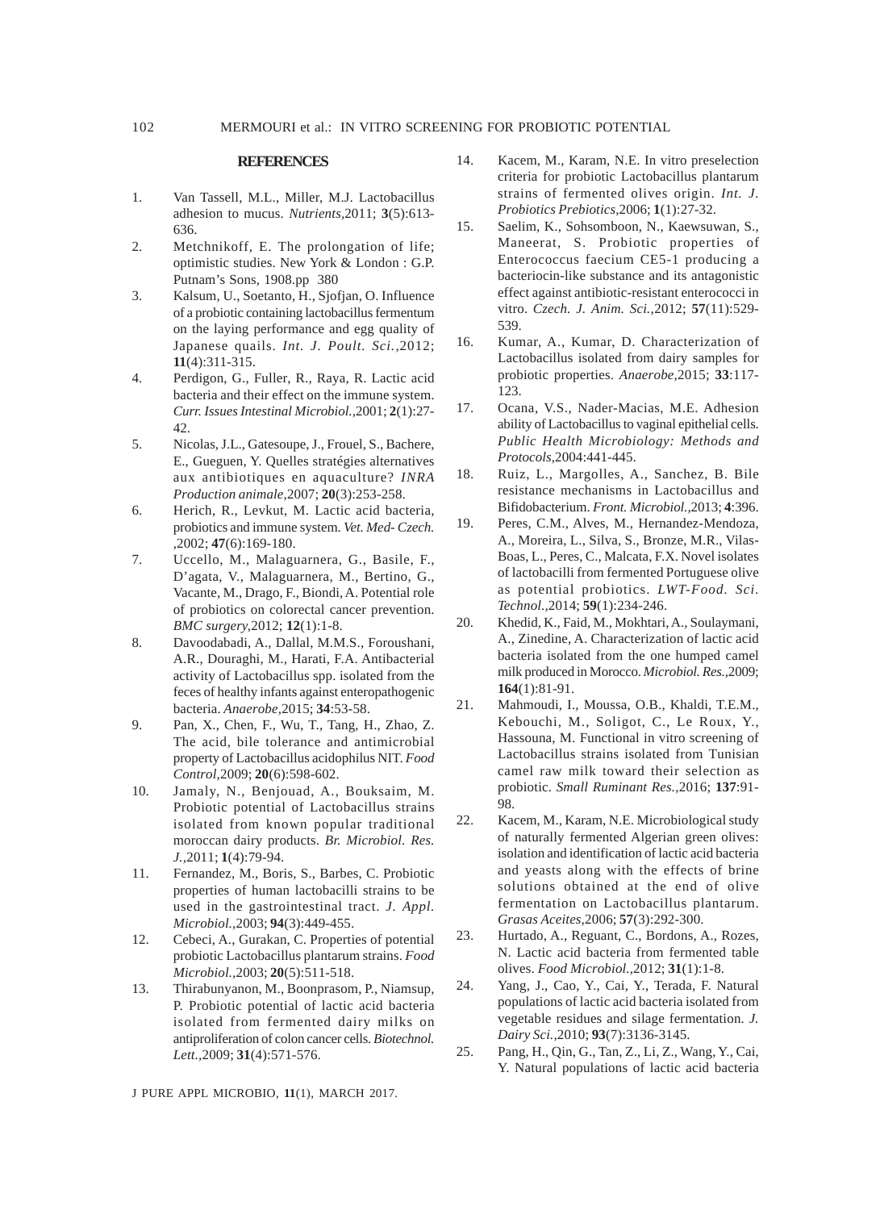## REFERENCES

1. Van Tassell, M.L., Miller, M.J. Lactobacillus adhesion to mucus. *Nutrients*,2011; **3**(5):613-636.
2. Metchnikoff, E. The prolongation of life; optimistic studies. New York & London : G.P. Putnam's Sons, 1908.pp 380
3. Kalsum, U., Soetanto, H., Sjofjan, O. Influence of a probiotic containing lactobacillus fermentum on the laying performance and egg quality of Japanese quails. *Int. J. Poult. Sci.*,2012; **11**(4):311-315.
4. Perdigon, G., Fuller, R., Raya, R. Lactic acid bacteria and their effect on the immune system. *Curr. Issues Intestinal Microbiol.*,2001; **2**(1):27-42.
5. Nicolas, J.L., Gatesoupe, J., Frouel, S., Bachere, E., Gueguen, Y. Quelles stratégies alternatives aux antibiotiques en aquaculture? *INRA Production animale*,2007; **20**(3):253-258.
6. Herich, R., Levkut, M. Lactic acid bacteria, probiotics and immune system. *Vet. Med- Czech.*,2002; **47**(6):169-180.
7. Uccello, M., Malaguarnera, G., Basile, F., D'agata, V., Malaguarnera, M., Bertino, G., Vacante, M., Drago, F., Biondi, A. Potential role of probiotics on colorectal cancer prevention. *BMC surgery*,2012; **12**(1):1-8.
8. Davoodabadi, A., Dallal, M.M.S., Foroushani, A.R., Douraghi, M., Harati, F.A. Antibacterial activity of Lactobacillus spp. isolated from the feces of healthy infants against enteropathogenic bacteria. *Anaerobe*,2015; **34**:53-58.
9. Pan, X., Chen, F., Wu, T., Tang, H., Zhao, Z. The acid, bile tolerance and antimicrobial property of Lactobacillus acidophilus NIT. *Food Control*,2009; **20**(6):598-602.
10. Jamaly, N., Benjouad, A., Bouksaim, M. Probiotic potential of Lactobacillus strains isolated from known popular traditional moroccan dairy products. *Br. Microbiol. Res. J.*,2011; **1**(4):79-94.
11. Fernandez, M., Boris, S., Barbes, C. Probiotic properties of human lactobacilli strains to be used in the gastrointestinal tract. *J. Appl. Microbiol.*,2003; **94**(3):449-455.
12. Cebeci, A., Gurakan, C. Properties of potential probiotic Lactobacillus plantarum strains. *Food Microbiol.*,2003; **20**(5):511-518.
13. Thirabunyanon, M., Boonprasom, P., Niamsup, P. Probiotic potential of lactic acid bacteria isolated from fermented dairy milks on antiproliferation of colon cancer cells. *Biotechnol. Lett.*,2009; **31**(4):571-576.
14. Kacem, M., Karam, N.E. In vitro preselection criteria for probiotic Lactobacillus plantarum strains of fermented olives origin. *Int. J. Probiotics Prebiotics*,2006; **1**(1):27-32.
15. Saelim, K., Sohsomboon, N., Kaewsuwan, S., Maneerat, S. Probiotic properties of Enterococcus faecium CE5-1 producing a bacteriocin-like substance and its antagonistic effect against antibiotic-resistant enterococci in vitro. *Czech. J. Anim. Sci.*,2012; **57**(11):529-539.
16. Kumar, A., Kumar, D. Characterization of Lactobacillus isolated from dairy samples for probiotic properties. *Anaerobe*,2015; **33**:117-123.
17. Ocana, V.S., Nader-Macias, M.E. Adhesion ability of Lactobacillus to vaginal epithelial cells. *Public Health Microbiology: Methods and Protocols*,2004:441-445.
18. Ruiz, L., Margolles, A., Sanchez, B. Bile resistance mechanisms in Lactobacillus and Bifidobacterium. *Front. Microbiol.*,2013; **4**:396.
19. Peres, C.M., Alves, M., Hernandez-Mendoza, A., Moreira, L., Silva, S., Bronze, M.R., Vilas-Boas, L., Peres, C., Malcata, F.X. Novel isolates of lactobacilli from fermented Portuguese olive as potential probiotics. *LWT-Food. Sci. Technol.*,2014; **59**(1):234-246.
20. Khedid, K., Faid, M., Mokhtari, A., Soulaymani, A., Zinedine, A. Characterization of lactic acid bacteria isolated from the one humped camel milk produced in Morocco. *Microbiol. Res.*,2009; **164**(1):81-91.
21. Mahmoudi, I., Moussa, O.B., Khaldi, T.E.M., Kebouchi, M., Soligot, C., Le Roux, Y., Hassouna, M. Functional in vitro screening of Lactobacillus strains isolated from Tunisian camel raw milk toward their selection as probiotic. *Small Ruminant Res.*,2016; **137**:91-98.
22. Kacem, M., Karam, N.E. Microbiological study of naturally fermented Algerian green olives: isolation and identification of lactic acid bacteria and yeasts along with the effects of brine solutions obtained at the end of olive fermentation on Lactobacillus plantarum. *Grasas Aceites*,2006; **57**(3):292-300.
23. Hurtado, A., Reguant, C., Bordons, A., Rozes, N. Lactic acid bacteria from fermented table olives. *Food Microbiol.*,2012; **31**(1):1-8.
24. Yang, J., Cao, Y., Cai, Y., Terada, F. Natural populations of lactic acid bacteria isolated from vegetable residues and silage fermentation. *J. Dairy Sci.*,2010; **93**(7):3136-3145.
25. Pang, H., Qin, G., Tan, Z., Li, Z., Wang, Y., Cai, Y. Natural populations of lactic acid bacteria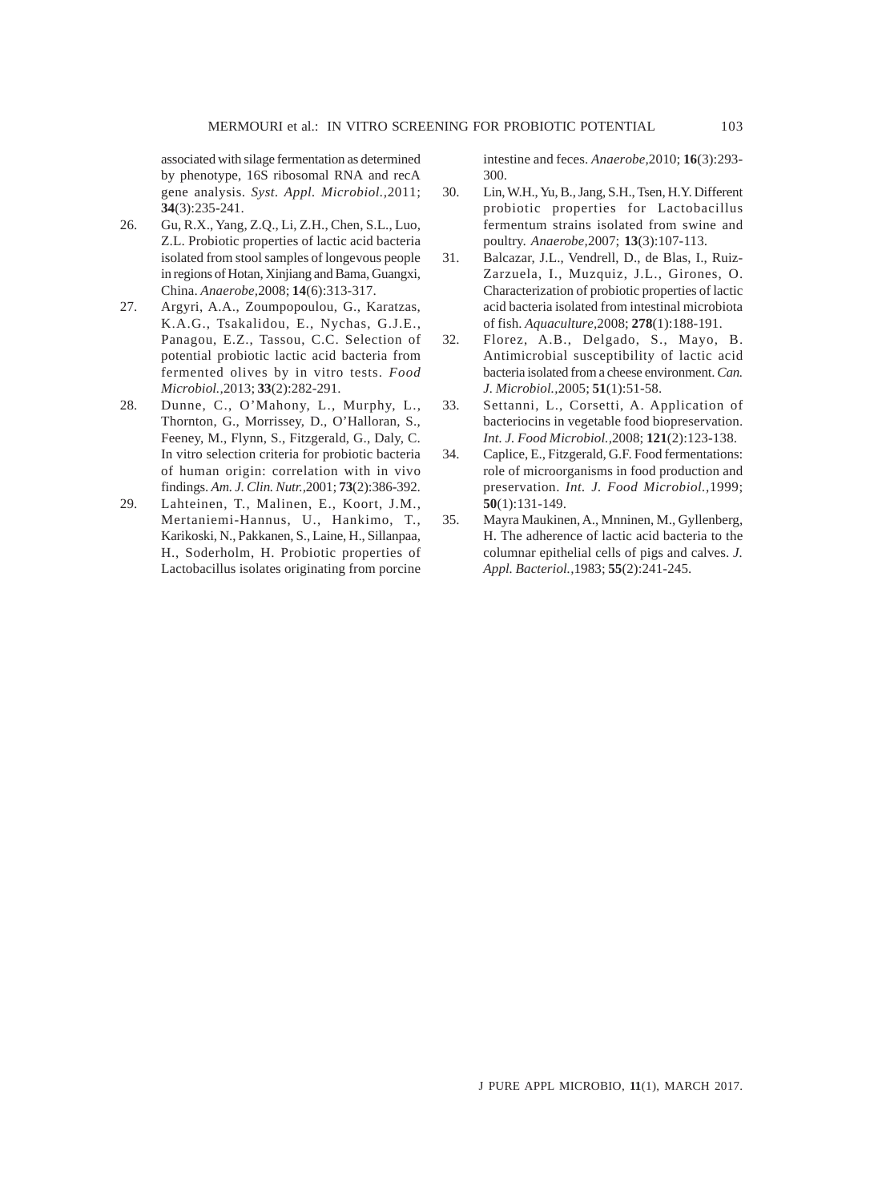associated with silage fermentation as determined by phenotype, 16S ribosomal RNA and recA gene analysis. *Syst. Appl. Microbiol.*,2011; **34**(3):235-241.

26. Gu, R.X., Yang, Z.Q., Li, Z.H., Chen, S.L., Luo, Z.L. Probiotic properties of lactic acid bacteria isolated from stool samples of longevous people in regions of Hotan, Xinjiang and Bama, Guangxi, China. *Anaerobe*,2008; **14**(6):313-317.
27. Argyri, A.A., Zoumpopoulou, G., Karatzas, K.A.G., Tsakalidou, E., Nychas, G.J.E., Panagou, E.Z., Tassou, C.C. Selection of potential probiotic lactic acid bacteria from fermented olives by in vitro tests. *Food Microbiol.*,2013; **33**(2):282-291.
28. Dunne, C., O'Mahony, L., Murphy, L., Thornton, G., Morrissey, D., O'Halloran, S., Feeney, M., Flynn, S., Fitzgerald, G., Daly, C. In vitro selection criteria for probiotic bacteria of human origin: correlation with in vivo findings. *Am. J. Clin. Nutr.*,2001; **73**(2):386-392.
29. Lahteinen, T., Malinen, E., Koort, J.M., Mertaniemi-Hannus, U., Hankimo, T., Karikoski, N., Pakkanen, S., Laine, H., Sillanpaa, H., Soderholm, H. Probiotic properties of Lactobacillus isolates originating from porcine intestine and feces. *Anaerobe*,2010; **16**(3):293-300.
30. Lin, W.H., Yu, B., Jang, S.H., Tsen, H.Y. Different probiotic properties for Lactobacillus fermentum strains isolated from swine and poultry. *Anaerobe*,2007; **13**(3):107-113.
31. Balcazar, J.L., Vendrell, D., de Blas, I., Ruiz-Zarzuela, I., Muzquiz, J.L., Girones, O. Characterization of probiotic properties of lactic acid bacteria isolated from intestinal microbiota of fish. *Aquaculture*,2008; **278**(1):188-191.
32. Florez, A.B., Delgado, S., Mayo, B. Antimicrobial susceptibility of lactic acid bacteria isolated from a cheese environment. *Can. J. Microbiol.*,2005; **51**(1):51-58.
33. Settanni, L., Corsetti, A. Application of bacteriocins in vegetable food biopreservation. *Int. J. Food Microbiol.*,2008; **121**(2):123-138.
34. Caplice, E., Fitzgerald, G.F. Food fermentations: role of microorganisms in food production and preservation. *Int. J. Food Microbiol.*,1999; **50**(1):131-149.
35. Mayra Maukinen, A., Mnninen, M., Gyllenberg, H. The adherence of lactic acid bacteria to the columnar epithelial cells of pigs and calves. *J. Appl. Bacteriol.*,1983; **55**(2):241-245.